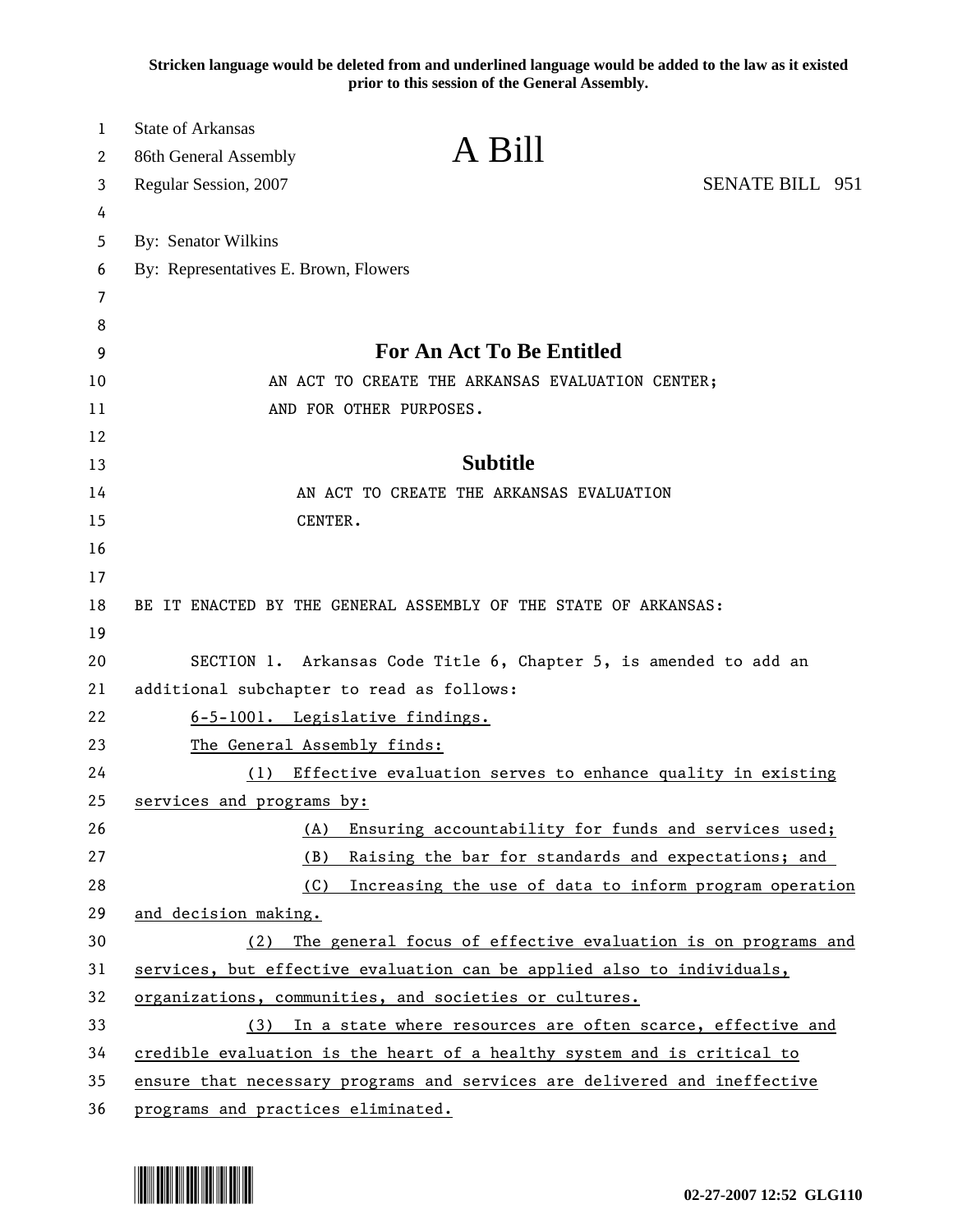**Stricken language would be deleted from and underlined language would be added to the law as it existed prior to this session of the General Assembly.**

State of Arkansas
86th General Assembly
Regular Session, 2007

# A Bill

SENATE BILL 951

By: Senator Wilkins
By: Representatives E. Brown, Flowers

## For An Act To Be Entitled

AN ACT TO CREATE THE ARKANSAS EVALUATION CENTER; AND FOR OTHER PURPOSES.

## Subtitle

AN ACT TO CREATE THE ARKANSAS EVALUATION CENTER.

BE IT ENACTED BY THE GENERAL ASSEMBLY OF THE STATE OF ARKANSAS:

SECTION 1. Arkansas Code Title 6, Chapter 5, is amended to add an additional subchapter to read as follows:

<u>6-5-1001. Legislative findings.</u>

<u>The General Assembly finds:</u>

<u>(1) Effective evaluation serves to enhance quality in existing services and programs by:</u>

<u>(A) Ensuring accountability for funds and services used;</u>

<u>(B) Raising the bar for standards and expectations; and</u>

<u>(C) Increasing the use of data to inform program operation and decision making.</u>

<u>(2) The general focus of effective evaluation is on programs and services, but effective evaluation can be applied also to individuals, organizations, communities, and societies or cultures.</u>

<u>(3) In a state where resources are often scarce, effective and credible evaluation is the heart of a healthy system and is critical to ensure that necessary programs and services are delivered and ineffective programs and practices eliminated.</u>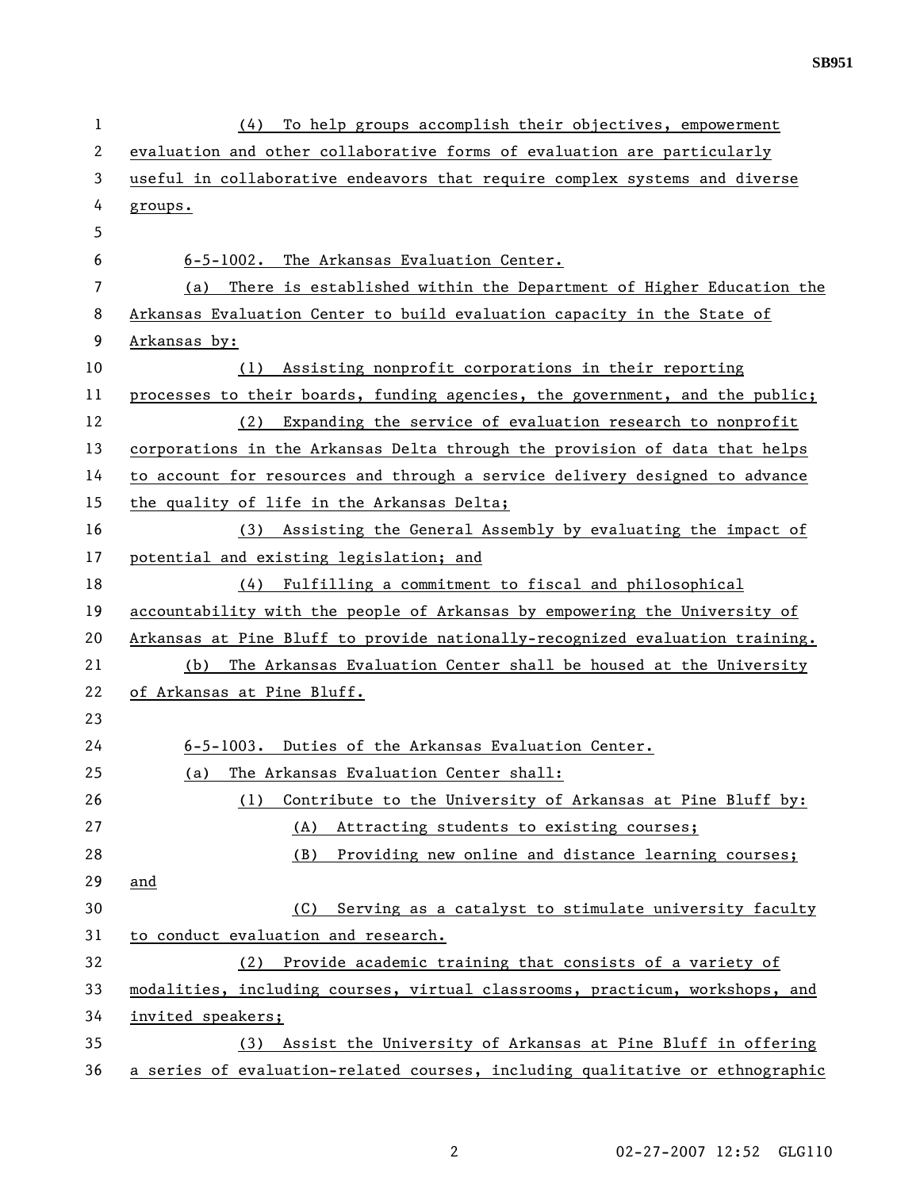(4) To help groups accomplish their objectives, empowerment evaluation and other collaborative forms of evaluation are particularly useful in collaborative endeavors that require complex systems and diverse groups.

6-5-1002. The Arkansas Evaluation Center.

(a) There is established within the Department of Higher Education the Arkansas Evaluation Center to build evaluation capacity in the State of Arkansas by:

(1) Assisting nonprofit corporations in their reporting processes to their boards, funding agencies, the government, and the public;

(2) Expanding the service of evaluation research to nonprofit corporations in the Arkansas Delta through the provision of data that helps to account for resources and through a service delivery designed to advance the quality of life in the Arkansas Delta;

(3) Assisting the General Assembly by evaluating the impact of potential and existing legislation; and

(4) Fulfilling a commitment to fiscal and philosophical accountability with the people of Arkansas by empowering the University of Arkansas at Pine Bluff to provide nationally-recognized evaluation training.

(b) The Arkansas Evaluation Center shall be housed at the University of Arkansas at Pine Bluff.

6-5-1003. Duties of the Arkansas Evaluation Center.

(a) The Arkansas Evaluation Center shall:

(1) Contribute to the University of Arkansas at Pine Bluff by:

(A) Attracting students to existing courses;

(B) Providing new online and distance learning courses; and

(C) Serving as a catalyst to stimulate university faculty to conduct evaluation and research.

(2) Provide academic training that consists of a variety of modalities, including courses, virtual classrooms, practicum, workshops, and invited speakers;

(3) Assist the University of Arkansas at Pine Bluff in offering a series of evaluation-related courses, including qualitative or ethnographic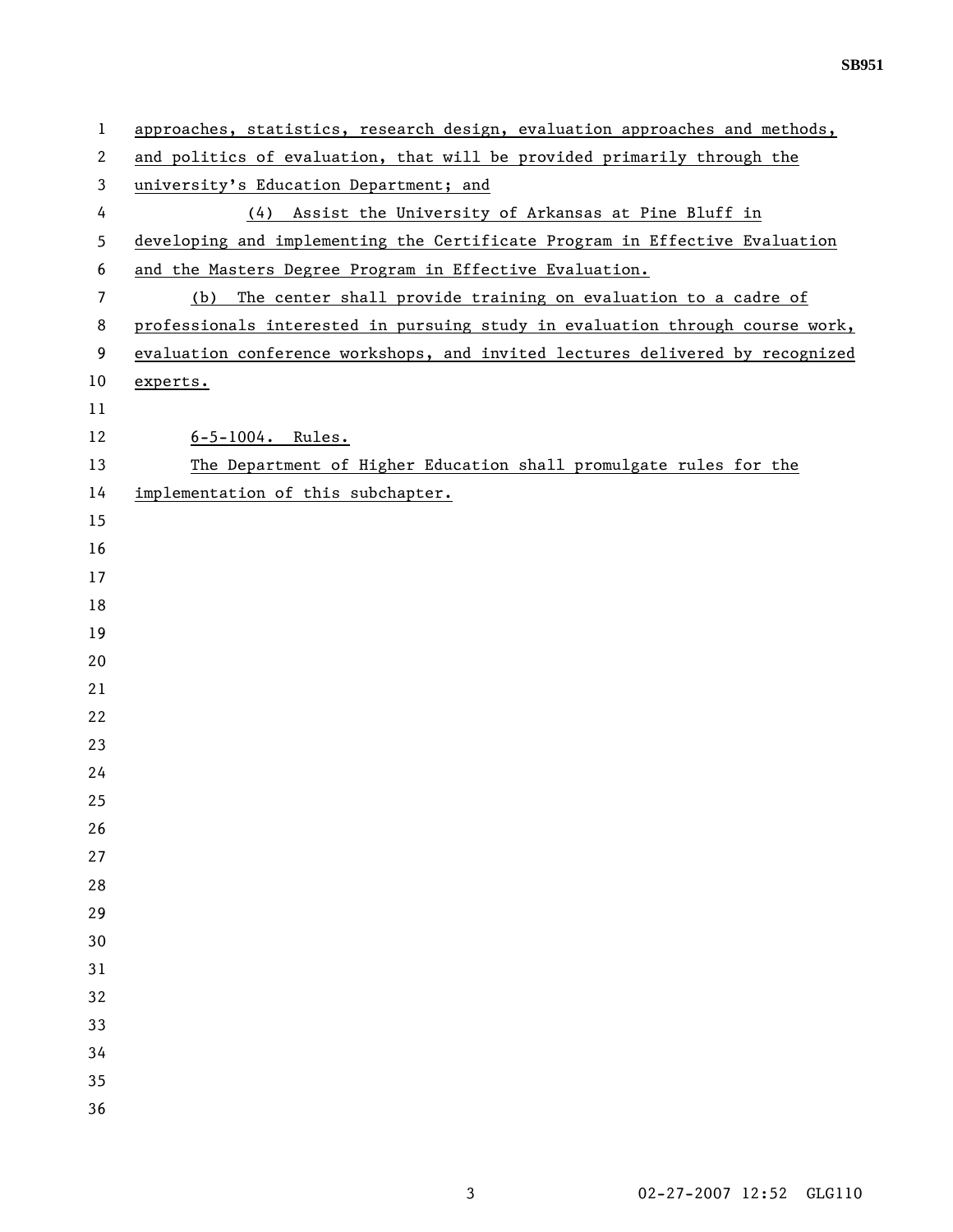approaches, statistics, research design, evaluation approaches and methods, and politics of evaluation, that will be provided primarily through the university's Education Department; and

(4) Assist the University of Arkansas at Pine Bluff in developing and implementing the Certificate Program in Effective Evaluation and the Masters Degree Program in Effective Evaluation.

(b) The center shall provide training on evaluation to a cadre of professionals interested in pursuing study in evaluation through course work, evaluation conference workshops, and invited lectures delivered by recognized experts.

6-5-1004. Rules.

The Department of Higher Education shall promulgate rules for the implementation of this subchapter.